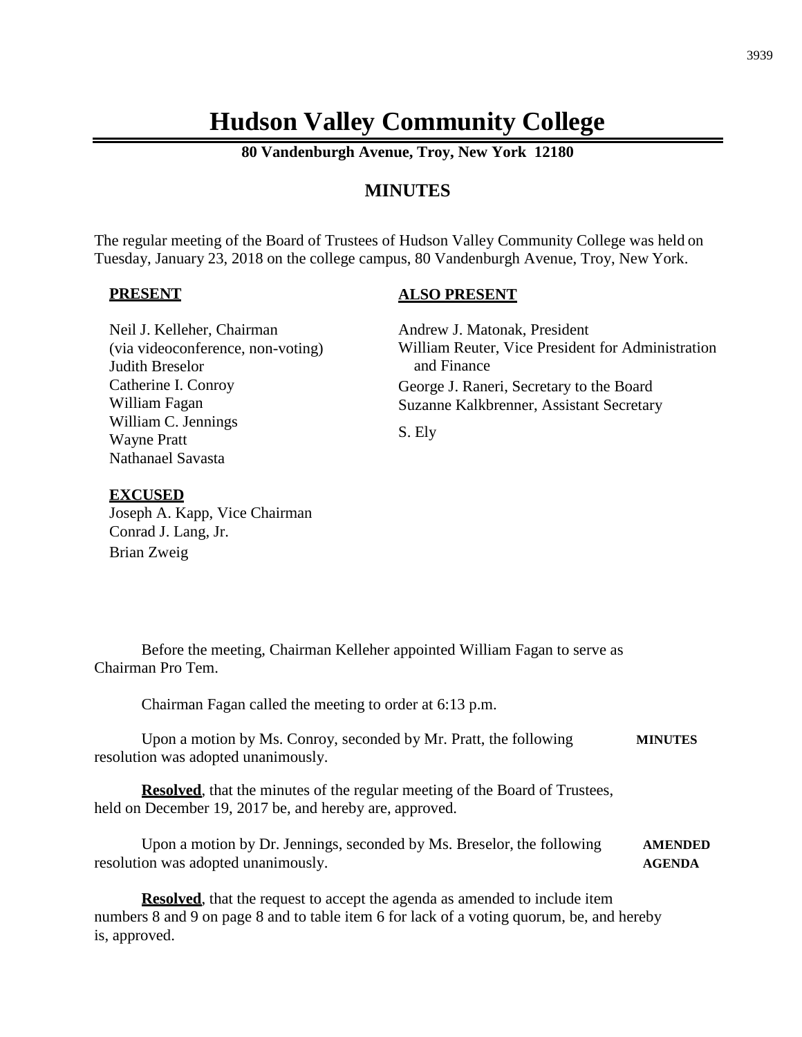# Hudson Valley Community College

**80 Vandenburgh Avenue, Troy, New York 12180**

## MINUTES

The regular meeting of the Board of Trustees of Hudson Valley Community College was held on Tuesday, January 23, 2018 on the college campus, 80 Vandenburgh Avenue, Troy, New York.

**PRESENT**

Neil J. Kelleher, Chairman
(via videoconference, non-voting)
Judith Breselor
Catherine I. Conroy
William Fagan
William C. Jennings
Wayne Pratt
Nathanael Savasta

**ALSO PRESENT**

Andrew J. Matonak, President
William Reuter, Vice President for Administration and Finance
George J. Raneri, Secretary to the Board
Suzanne Kalkbrenner, Assistant Secretary

S. Ely

**EXCUSED**

Joseph A. Kapp, Vice Chairman
Conrad J. Lang, Jr.
Brian Zweig

Before the meeting, Chairman Kelleher appointed William Fagan to serve as Chairman Pro Tem.

Chairman Fagan called the meeting to order at 6:13 p.m.

**MINUTES**

Upon a motion by Ms. Conroy, seconded by Mr. Pratt, the following resolution was adopted unanimously.

**Resolved**, that the minutes of the regular meeting of the Board of Trustees, held on December 19, 2017 be, and hereby are, approved.

**AMENDED AGENDA**

Upon a motion by Dr. Jennings, seconded by Ms. Breselor, the following resolution was adopted unanimously.

**Resolved**, that the request to accept the agenda as amended to include item numbers 8 and 9 on page 8 and to table item 6 for lack of a voting quorum, be, and hereby is, approved.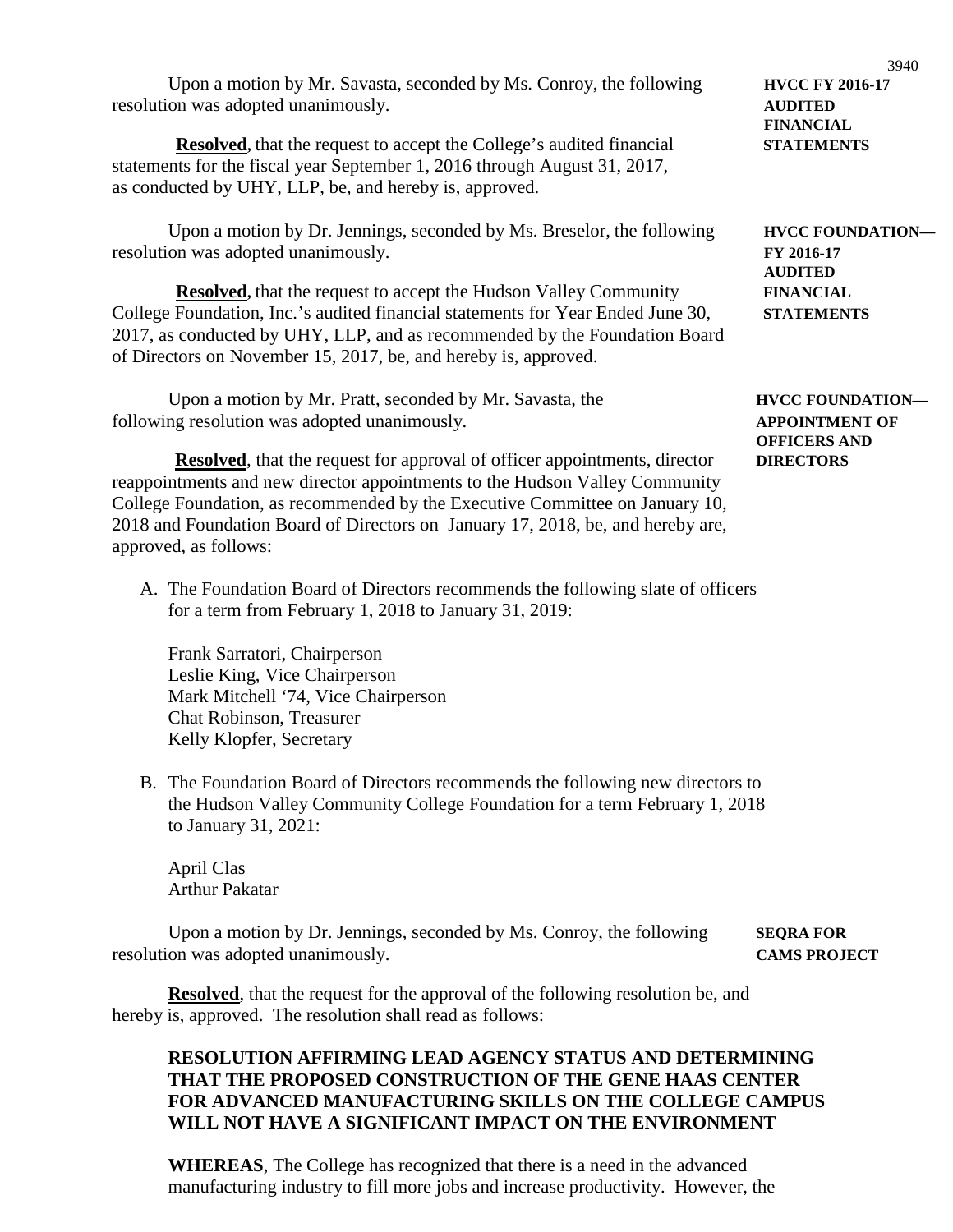**HVCC FY 2016-17 AUDITED FINANCIAL STATEMENTS**

Upon a motion by Mr. Savasta, seconded by Ms. Conroy, the following resolution was adopted unanimously.

**Resolved,** that the request to accept the College's audited financial statements for the fiscal year September 1, 2016 through August 31, 2017, as conducted by UHY, LLP, be, and hereby is, approved.

**HVCC FOUNDATION— FY 2016-17 AUDITED FINANCIAL STATEMENTS**

Upon a motion by Dr. Jennings, seconded by Ms. Breselor, the following resolution was adopted unanimously.

**Resolved,** that the request to accept the Hudson Valley Community College Foundation, Inc.'s audited financial statements for Year Ended June 30, 2017, as conducted by UHY, LLP, and as recommended by the Foundation Board of Directors on November 15, 2017, be, and hereby is, approved.

**HVCC FOUNDATION— APPOINTMENT OF OFFICERS AND DIRECTORS**

Upon a motion by Mr. Pratt, seconded by Mr. Savasta, the following resolution was adopted unanimously.

**Resolved**, that the request for approval of officer appointments, director reappointments and new director appointments to the Hudson Valley Community College Foundation, as recommended by the Executive Committee on January 10, 2018 and Foundation Board of Directors on January 17, 2018, be, and hereby are, approved, as follows:

A. The Foundation Board of Directors recommends the following slate of officers for a term from February 1, 2018 to January 31, 2019:

   Frank Sarratori, Chairperson
   Leslie King, Vice Chairperson
   Mark Mitchell '74, Vice Chairperson
   Chat Robinson, Treasurer
   Kelly Klopfer, Secretary

B. The Foundation Board of Directors recommends the following new directors to the Hudson Valley Community College Foundation for a term February 1, 2018 to January 31, 2021:

   April Clas
   Arthur Pakatar

**SEQRA FOR CAMS PROJECT**

Upon a motion by Dr. Jennings, seconded by Ms. Conroy, the following resolution was adopted unanimously.

**Resolved**, that the request for the approval of the following resolution be, and hereby is, approved. The resolution shall read as follows:

**RESOLUTION AFFIRMING LEAD AGENCY STATUS AND DETERMINING THAT THE PROPOSED CONSTRUCTION OF THE GENE HAAS CENTER FOR ADVANCED MANUFACTURING SKILLS ON THE COLLEGE CAMPUS WILL NOT HAVE A SIGNIFICANT IMPACT ON THE ENVIRONMENT**

**WHEREAS**, The College has recognized that there is a need in the advanced manufacturing industry to fill more jobs and increase productivity. However, the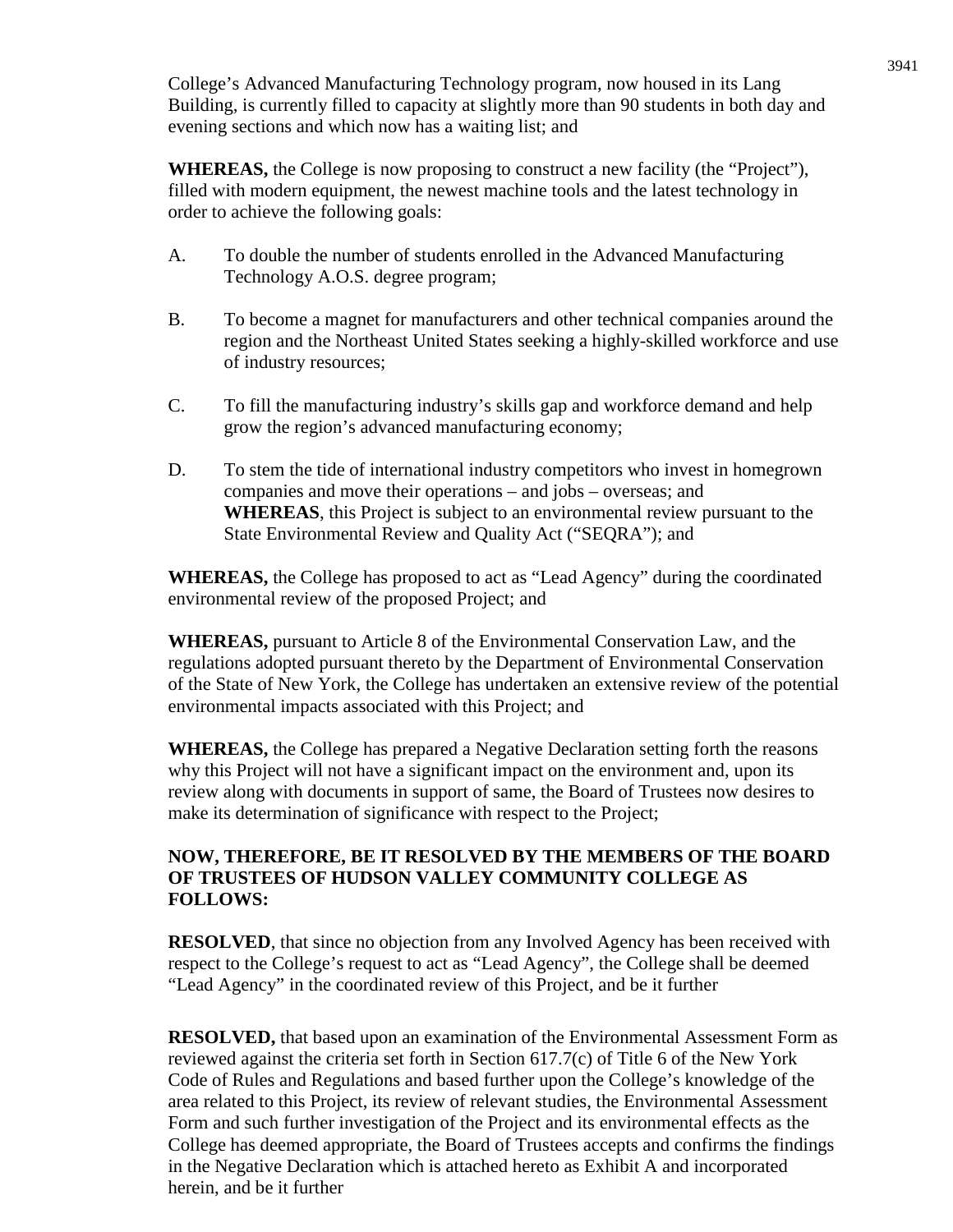College's Advanced Manufacturing Technology program, now housed in its Lang Building, is currently filled to capacity at slightly more than 90 students in both day and evening sections and which now has a waiting list; and

**WHEREAS,** the College is now proposing to construct a new facility (the "Project"), filled with modern equipment, the newest machine tools and the latest technology in order to achieve the following goals:

A. To double the number of students enrolled in the Advanced Manufacturing Technology A.O.S. degree program;

B. To become a magnet for manufacturers and other technical companies around the region and the Northeast United States seeking a highly-skilled workforce and use of industry resources;

C. To fill the manufacturing industry's skills gap and workforce demand and help grow the region's advanced manufacturing economy;

D. To stem the tide of international industry competitors who invest in homegrown companies and move their operations – and jobs – overseas; and
**WHEREAS**, this Project is subject to an environmental review pursuant to the State Environmental Review and Quality Act ("SEQRA"); and

**WHEREAS,** the College has proposed to act as "Lead Agency" during the coordinated environmental review of the proposed Project; and

**WHEREAS,** pursuant to Article 8 of the Environmental Conservation Law, and the regulations adopted pursuant thereto by the Department of Environmental Conservation of the State of New York, the College has undertaken an extensive review of the potential environmental impacts associated with this Project; and

**WHEREAS,** the College has prepared a Negative Declaration setting forth the reasons why this Project will not have a significant impact on the environment and, upon its review along with documents in support of same, the Board of Trustees now desires to make its determination of significance with respect to the Project;

**NOW, THEREFORE, BE IT RESOLVED BY THE MEMBERS OF THE BOARD OF TRUSTEES OF HUDSON VALLEY COMMUNITY COLLEGE AS FOLLOWS:**

**RESOLVED**, that since no objection from any Involved Agency has been received with respect to the College's request to act as "Lead Agency", the College shall be deemed "Lead Agency" in the coordinated review of this Project, and be it further

**RESOLVED,** that based upon an examination of the Environmental Assessment Form as reviewed against the criteria set forth in Section 617.7(c) of Title 6 of the New York Code of Rules and Regulations and based further upon the College's knowledge of the area related to this Project, its review of relevant studies, the Environmental Assessment Form and such further investigation of the Project and its environmental effects as the College has deemed appropriate, the Board of Trustees accepts and confirms the findings in the Negative Declaration which is attached hereto as Exhibit A and incorporated herein, and be it further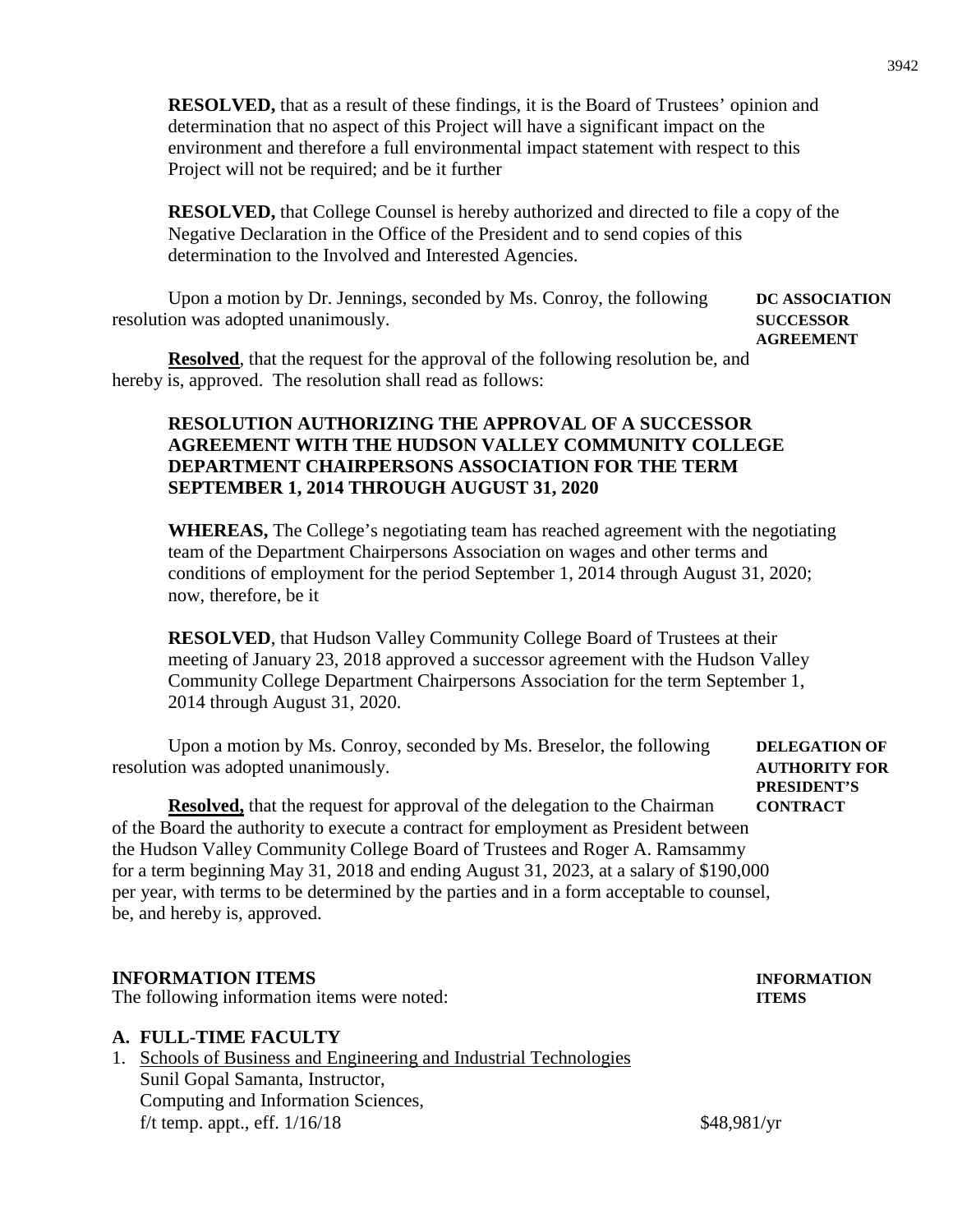**RESOLVED,** that as a result of these findings, it is the Board of Trustees' opinion and determination that no aspect of this Project will have a significant impact on the environment and therefore a full environmental impact statement with respect to this Project will not be required; and be it further

**RESOLVED,** that College Counsel is hereby authorized and directed to file a copy of the Negative Declaration in the Office of the President and to send copies of this determination to the Involved and Interested Agencies.

**DC ASSOCIATION SUCCESSOR AGREEMENT**

Upon a motion by Dr. Jennings, seconded by Ms. Conroy, the following resolution was adopted unanimously.

**Resolved**, that the request for the approval of the following resolution be, and hereby is, approved. The resolution shall read as follows:

**RESOLUTION AUTHORIZING THE APPROVAL OF A SUCCESSOR AGREEMENT WITH THE HUDSON VALLEY COMMUNITY COLLEGE DEPARTMENT CHAIRPERSONS ASSOCIATION FOR THE TERM SEPTEMBER 1, 2014 THROUGH AUGUST 31, 2020**

**WHEREAS,** The College's negotiating team has reached agreement with the negotiating team of the Department Chairpersons Association on wages and other terms and conditions of employment for the period September 1, 2014 through August 31, 2020; now, therefore, be it

**RESOLVED**, that Hudson Valley Community College Board of Trustees at their meeting of January 23, 2018 approved a successor agreement with the Hudson Valley Community College Department Chairpersons Association for the term September 1, 2014 through August 31, 2020.

**DELEGATION OF AUTHORITY FOR PRESIDENT'S CONTRACT**

Upon a motion by Ms. Conroy, seconded by Ms. Breselor, the following resolution was adopted unanimously.

**Resolved,** that the request for approval of the delegation to the Chairman of the Board the authority to execute a contract for employment as President between the Hudson Valley Community College Board of Trustees and Roger A. Ramsammy for a term beginning May 31, 2018 and ending August 31, 2023, at a salary of $190,000 per year, with terms to be determined by the parties and in a form acceptable to counsel, be, and hereby is, approved.

## INFORMATION ITEMS

**INFORMATION ITEMS**

The following information items were noted:

### A. FULL-TIME FACULTY

1. Schools of Business and Engineering and Industrial Technologies
   Sunil Gopal Samanta, Instructor,
   Computing and Information Sciences,
   f/t temp. appt., eff. 1/16/18 — $48,981/yr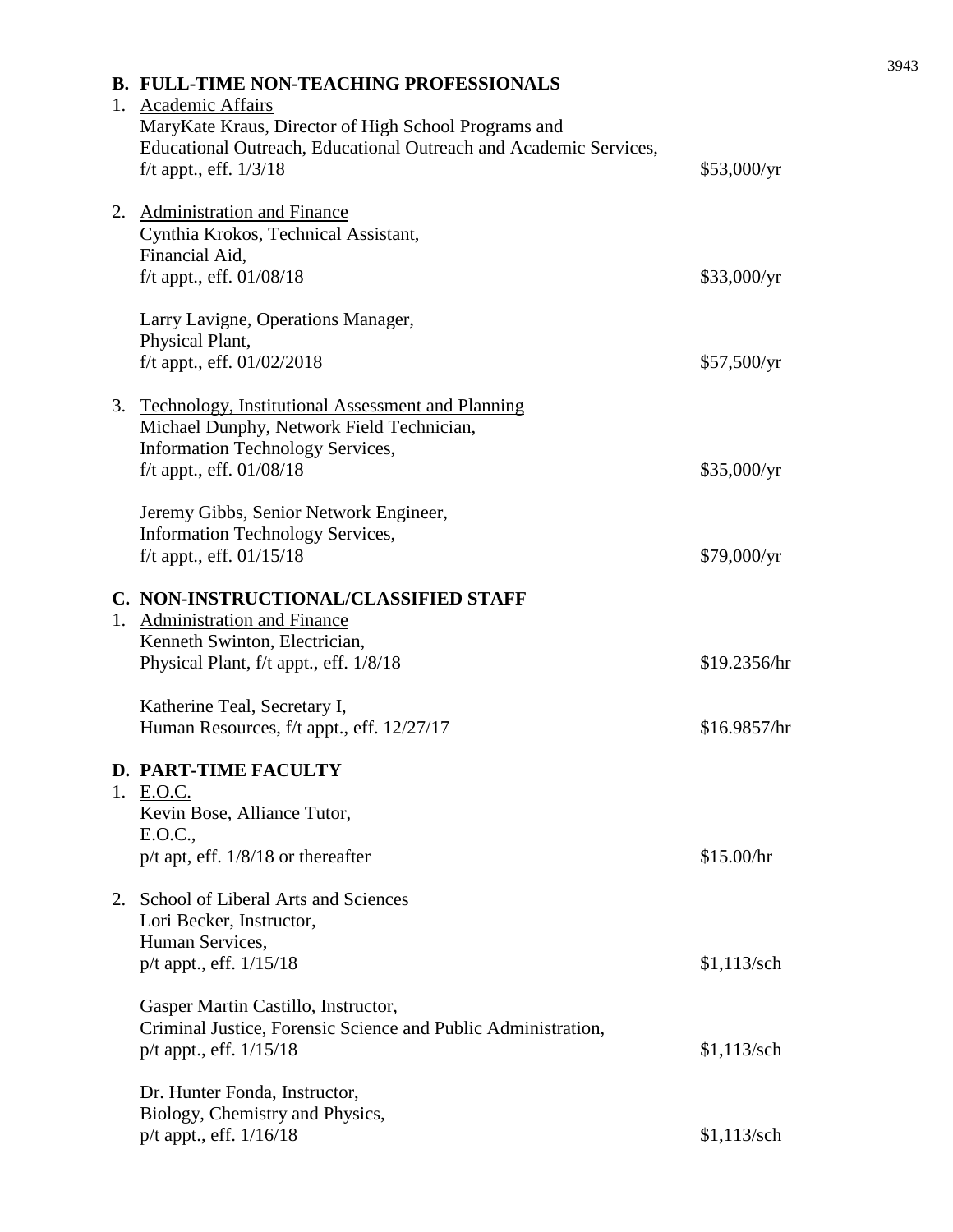### B. FULL-TIME NON-TEACHING PROFESSIONALS

1. Academic Affairs

MaryKate Kraus, Director of High School Programs and Educational Outreach, Educational Outreach and Academic Services, f/t appt., eff. 1/3/18 — $53,000/yr

2. Administration and Finance

Cynthia Krokos, Technical Assistant, Financial Aid, f/t appt., eff. 01/08/18 — $33,000/yr

Larry Lavigne, Operations Manager, Physical Plant, f/t appt., eff. 01/02/2018 — $57,500/yr

3. Technology, Institutional Assessment and Planning

Michael Dunphy, Network Field Technician, Information Technology Services, f/t appt., eff. 01/08/18 — $35,000/yr

Jeremy Gibbs, Senior Network Engineer, Information Technology Services, f/t appt., eff. 01/15/18 — $79,000/yr

### C. NON-INSTRUCTIONAL/CLASSIFIED STAFF

1. Administration and Finance

Kenneth Swinton, Electrician, Physical Plant, f/t appt., eff. 1/8/18 — $19.2356/hr

Katherine Teal, Secretary I, Human Resources, f/t appt., eff. 12/27/17 — $16.9857/hr

### D. PART-TIME FACULTY

1. E.O.C.

Kevin Bose, Alliance Tutor, E.O.C., p/t apt, eff. 1/8/18 or thereafter — $15.00/hr

2. School of Liberal Arts and Sciences

Lori Becker, Instructor, Human Services, p/t appt., eff. 1/15/18 — $1,113/sch

Gasper Martin Castillo, Instructor, Criminal Justice, Forensic Science and Public Administration, p/t appt., eff. 1/15/18 — $1,113/sch

Dr. Hunter Fonda, Instructor, Biology, Chemistry and Physics, p/t appt., eff. 1/16/18 — $1,113/sch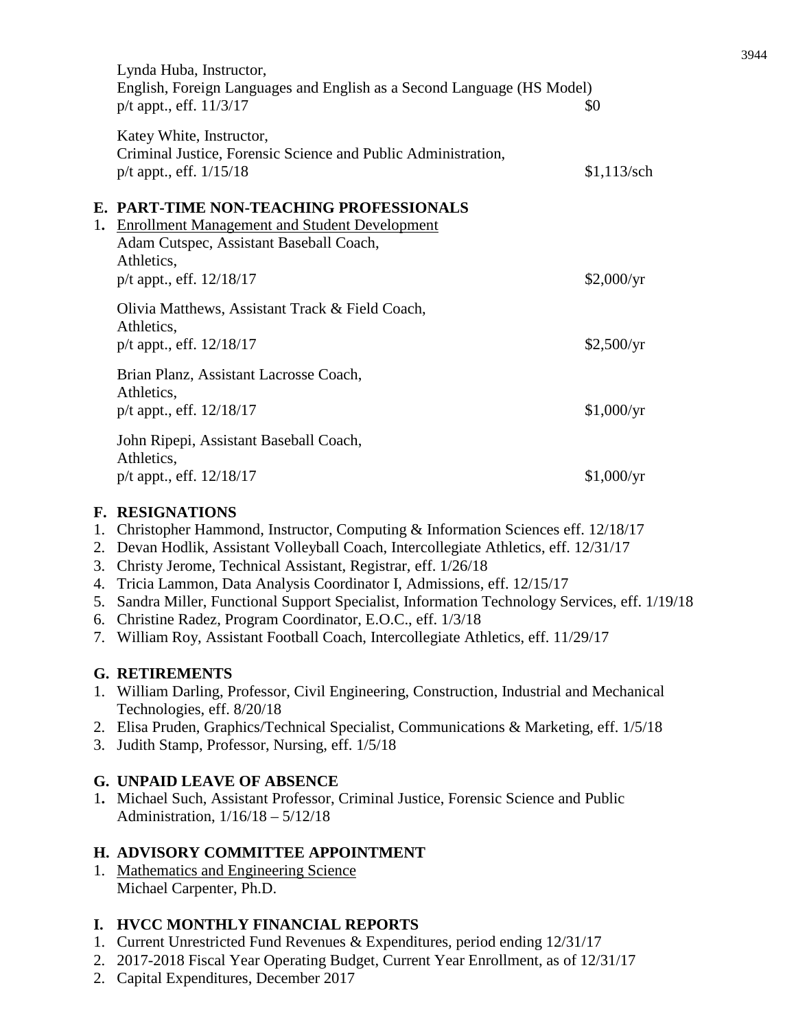Lynda Huba, Instructor,
English, Foreign Languages and English as a Second Language (HS Model)
p/t appt., eff. 11/3/17 — $0

Katey White, Instructor,
Criminal Justice, Forensic Science and Public Administration,
p/t appt., eff. 1/15/18 — $1,113/sch

## E. PART-TIME NON-TEACHING PROFESSIONALS

1. Enrollment Management and Student Development

Adam Cutspec, Assistant Baseball Coach,
Athletics,
p/t appt., eff. 12/18/17 — $2,000/yr

Olivia Matthews, Assistant Track & Field Coach,
Athletics,
p/t appt., eff. 12/18/17 — $2,500/yr

Brian Planz, Assistant Lacrosse Coach,
Athletics,
p/t appt., eff. 12/18/17 — $1,000/yr

John Ripepi, Assistant Baseball Coach,
Athletics,
p/t appt., eff. 12/18/17 — $1,000/yr

## F. RESIGNATIONS

1. Christopher Hammond, Instructor, Computing & Information Sciences eff. 12/18/17
2. Devan Hodlik, Assistant Volleyball Coach, Intercollegiate Athletics, eff. 12/31/17
3. Christy Jerome, Technical Assistant, Registrar, eff. 1/26/18
4. Tricia Lammon, Data Analysis Coordinator I, Admissions, eff. 12/15/17
5. Sandra Miller, Functional Support Specialist, Information Technology Services, eff. 1/19/18
6. Christine Radez, Program Coordinator, E.O.C., eff. 1/3/18
7. William Roy, Assistant Football Coach, Intercollegiate Athletics, eff. 11/29/17

## G. RETIREMENTS

1. William Darling, Professor, Civil Engineering, Construction, Industrial and Mechanical Technologies, eff. 8/20/18
2. Elisa Pruden, Graphics/Technical Specialist, Communications & Marketing, eff. 1/5/18
3. Judith Stamp, Professor, Nursing, eff. 1/5/18

## G. UNPAID LEAVE OF ABSENCE

1. Michael Such, Assistant Professor, Criminal Justice, Forensic Science and Public Administration, 1/16/18 – 5/12/18

## H. ADVISORY COMMITTEE APPOINTMENT

1. Mathematics and Engineering Science
   Michael Carpenter, Ph.D.

## I. HVCC MONTHLY FINANCIAL REPORTS

1. Current Unrestricted Fund Revenues & Expenditures, period ending 12/31/17
2. 2017-2018 Fiscal Year Operating Budget, Current Year Enrollment, as of 12/31/17
2. Capital Expenditures, December 2017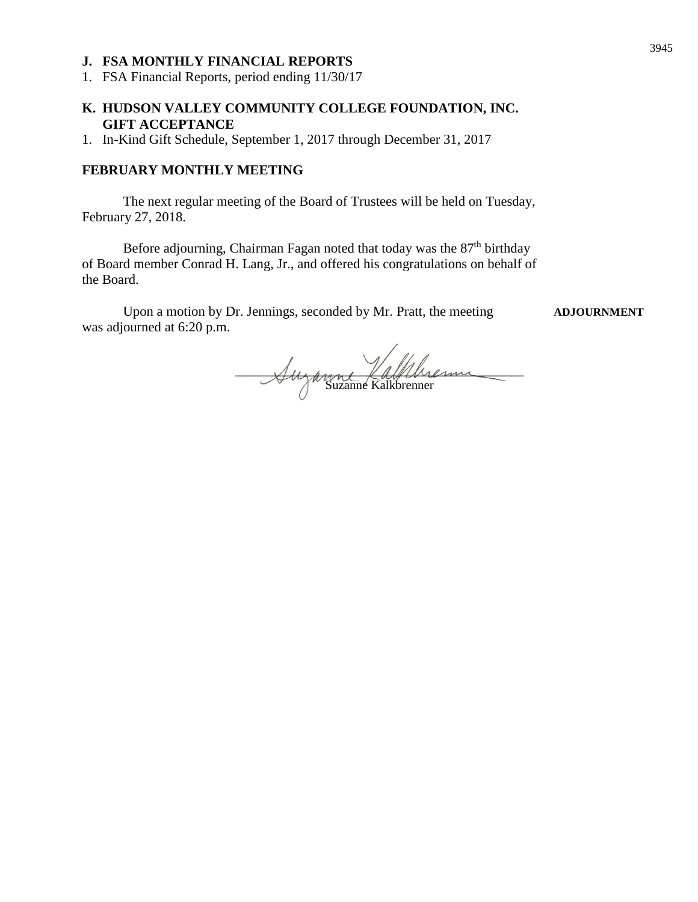## J. FSA MONTHLY FINANCIAL REPORTS

1. FSA Financial Reports, period ending 11/30/17

## K. HUDSON VALLEY COMMUNITY COLLEGE FOUNDATION, INC. GIFT ACCEPTANCE

1. In-Kind Gift Schedule, September 1, 2017 through December 31, 2017

## FEBRUARY MONTHLY MEETING

The next regular meeting of the Board of Trustees will be held on Tuesday, February 27, 2018.

Before adjourning, Chairman Fagan noted that today was the 87th birthday of Board member Conrad H. Lang, Jr., and offered his congratulations on behalf of the Board.

**ADJOURNMENT**

Upon a motion by Dr. Jennings, seconded by Mr. Pratt, the meeting was adjourned at 6:20 p.m.

Suzanne Kalkbrenner